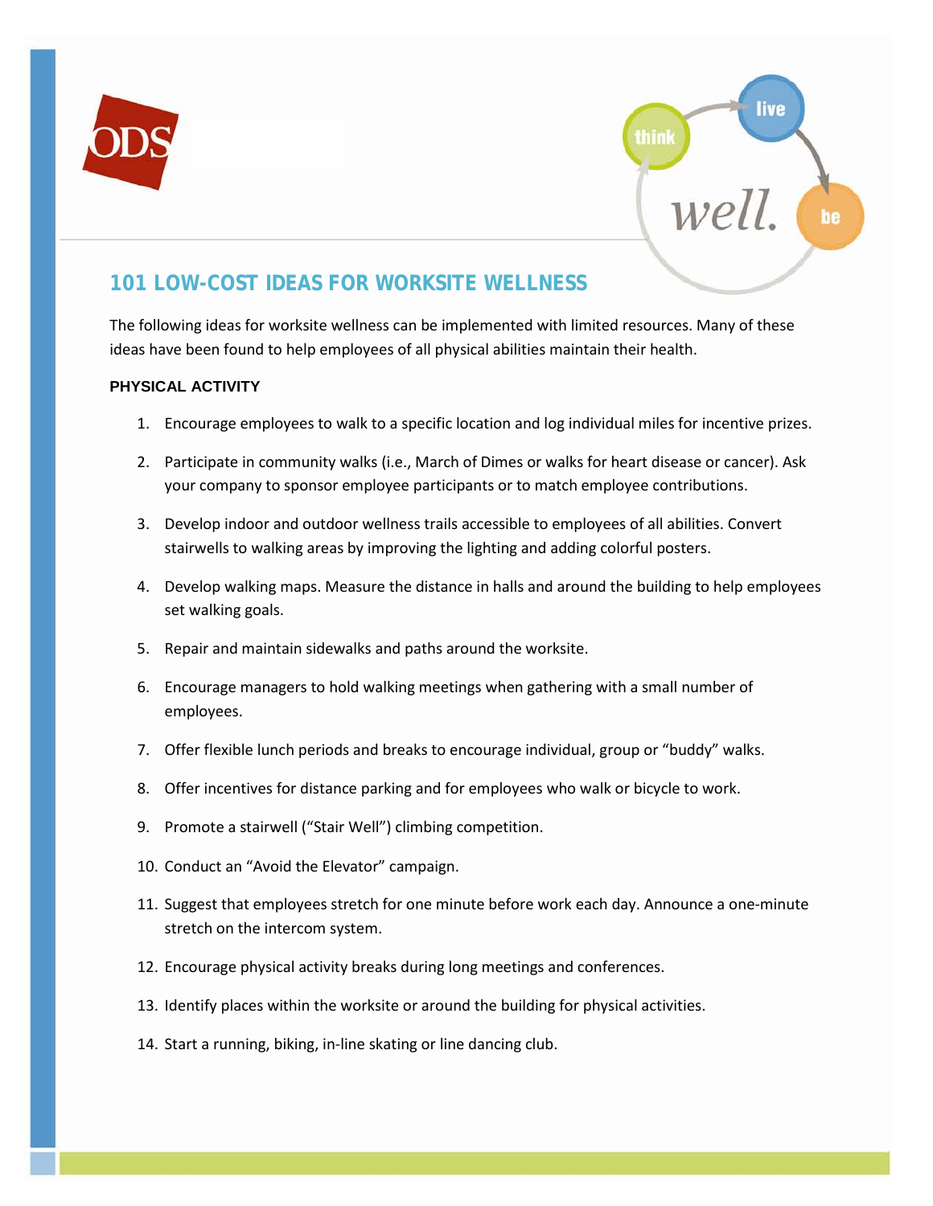# 101 LOW-COST IDEAS FOR WORKSITE WELLNESS

The following ideas for worksite wellness can be implemented with limited resources. Many of these ideas have been found to help employees of all physical abilities maintain their health.

## PHYSICAL ACTIVITY

1. Encourage employees to walk to a specific location and log individual miles for incentive prizes.
2. Participate in community walks (i.e., March of Dimes or walks for heart disease or cancer). Ask your company to sponsor employee participants or to match employee contributions.
3. Develop indoor and outdoor wellness trails accessible to employees of all abilities. Convert stairwells to walking areas by improving the lighting and adding colorful posters.
4. Develop walking maps. Measure the distance in halls and around the building to help employees set walking goals.
5. Repair and maintain sidewalks and paths around the worksite.
6. Encourage managers to hold walking meetings when gathering with a small number of employees.
7. Offer flexible lunch periods and breaks to encourage individual, group or "buddy" walks.
8. Offer incentives for distance parking and for employees who walk or bicycle to work.
9. Promote a stairwell ("Stair Well") climbing competition.
10. Conduct an "Avoid the Elevator" campaign.
11. Suggest that employees stretch for one minute before work each day. Announce a one-minute stretch on the intercom system.
12. Encourage physical activity breaks during long meetings and conferences.
13. Identify places within the worksite or around the building for physical activities.
14. Start a running, biking, in-line skating or line dancing club.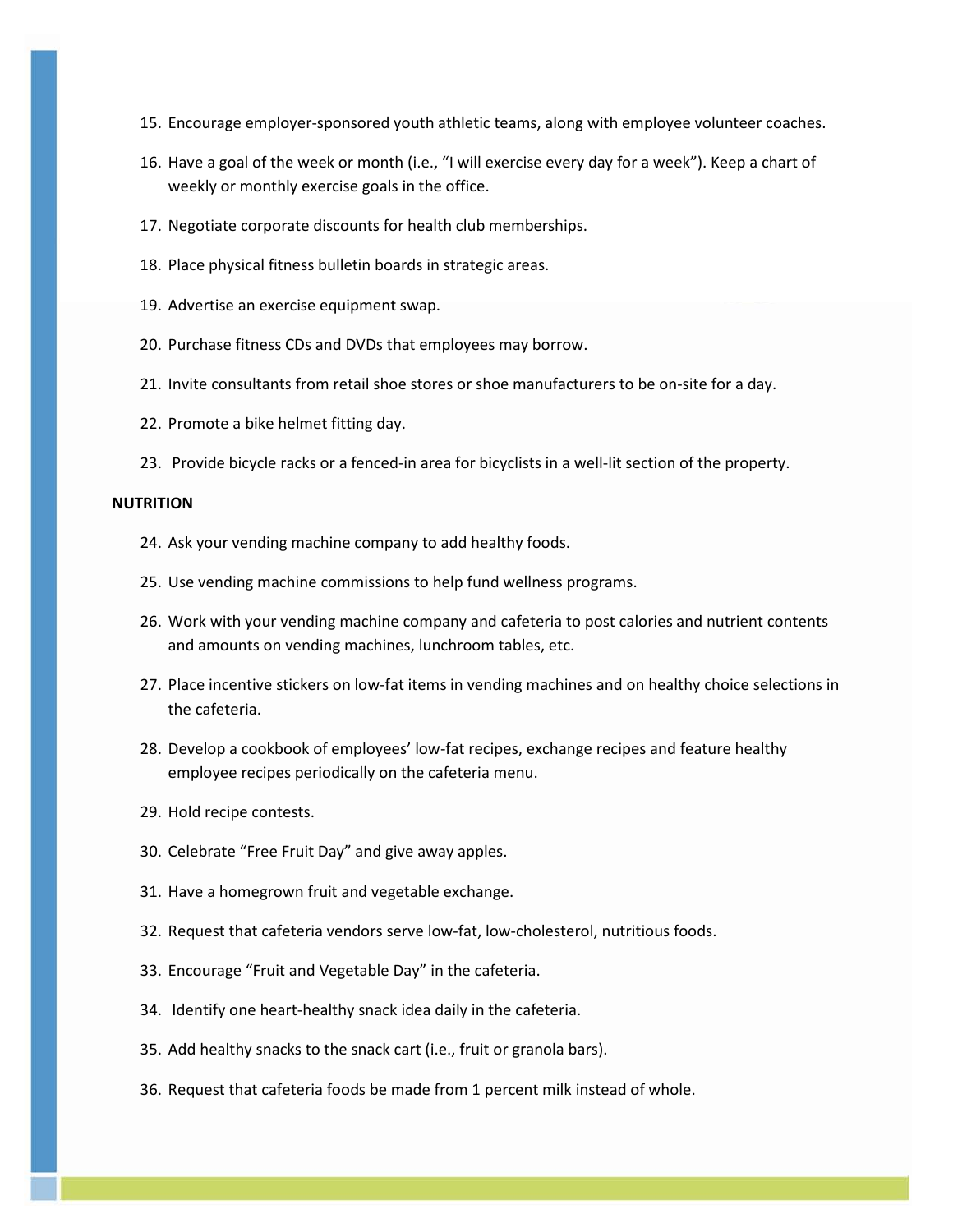15. Encourage employer-sponsored youth athletic teams, along with employee volunteer coaches.
16. Have a goal of the week or month (i.e., "I will exercise every day for a week"). Keep a chart of weekly or monthly exercise goals in the office.
17. Negotiate corporate discounts for health club memberships.
18. Place physical fitness bulletin boards in strategic areas.
19. Advertise an exercise equipment swap.
20. Purchase fitness CDs and DVDs that employees may borrow.
21. Invite consultants from retail shoe stores or shoe manufacturers to be on-site for a day.
22. Promote a bike helmet fitting day.
23. Provide bicycle racks or a fenced-in area for bicyclists in a well-lit section of the property.

**NUTRITION**

24. Ask your vending machine company to add healthy foods.
25. Use vending machine commissions to help fund wellness programs.
26. Work with your vending machine company and cafeteria to post calories and nutrient contents and amounts on vending machines, lunchroom tables, etc.
27. Place incentive stickers on low-fat items in vending machines and on healthy choice selections in the cafeteria.
28. Develop a cookbook of employees' low-fat recipes, exchange recipes and feature healthy employee recipes periodically on the cafeteria menu.
29. Hold recipe contests.
30. Celebrate "Free Fruit Day" and give away apples.
31. Have a homegrown fruit and vegetable exchange.
32. Request that cafeteria vendors serve low-fat, low-cholesterol, nutritious foods.
33. Encourage "Fruit and Vegetable Day" in the cafeteria.
34. Identify one heart-healthy snack idea daily in the cafeteria.
35. Add healthy snacks to the snack cart (i.e., fruit or granola bars).
36. Request that cafeteria foods be made from 1 percent milk instead of whole.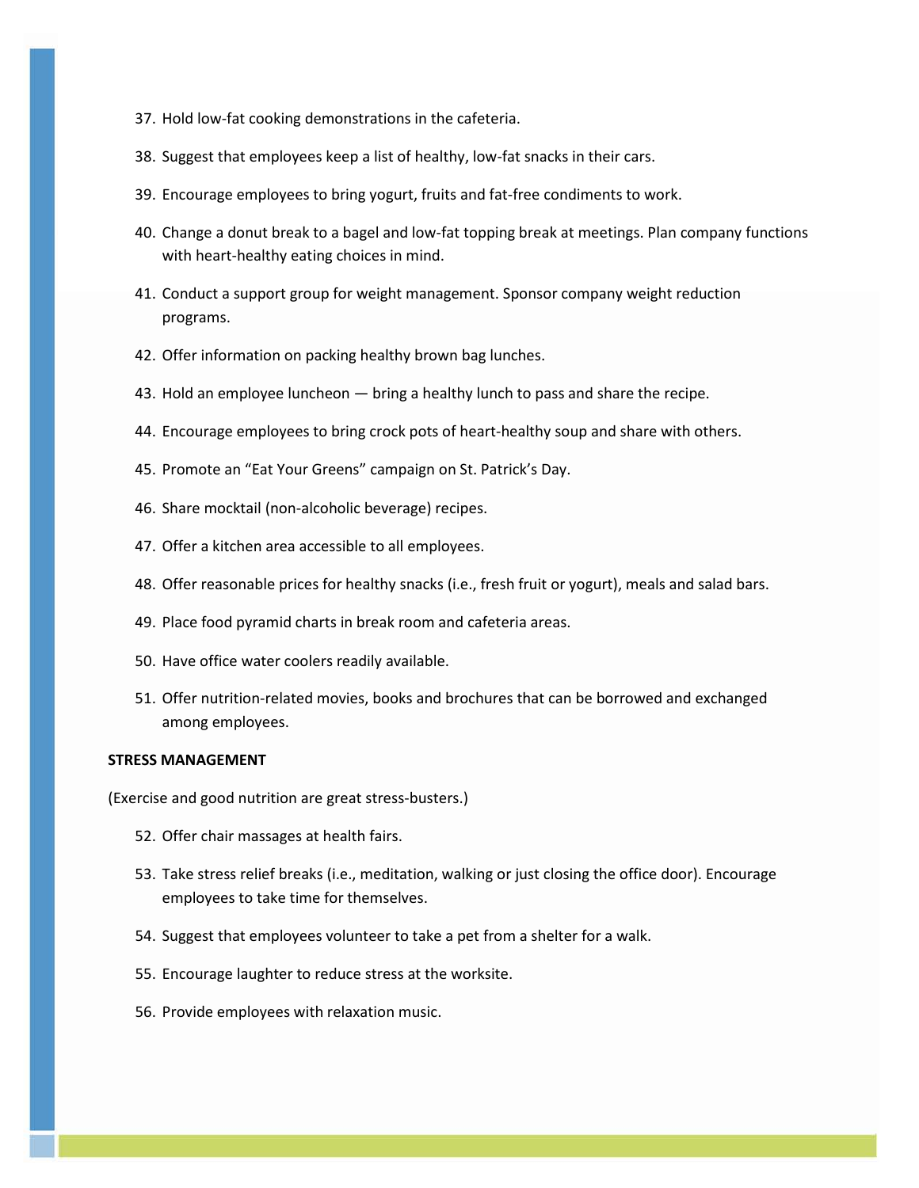37. Hold low-fat cooking demonstrations in the cafeteria.

38. Suggest that employees keep a list of healthy, low-fat snacks in their cars.

39. Encourage employees to bring yogurt, fruits and fat-free condiments to work.

40. Change a donut break to a bagel and low-fat topping break at meetings. Plan company functions with heart-healthy eating choices in mind.

41. Conduct a support group for weight management. Sponsor company weight reduction programs.

42. Offer information on packing healthy brown bag lunches.

43. Hold an employee luncheon — bring a healthy lunch to pass and share the recipe.

44. Encourage employees to bring crock pots of heart-healthy soup and share with others.

45. Promote an "Eat Your Greens" campaign on St. Patrick's Day.

46. Share mocktail (non-alcoholic beverage) recipes.

47. Offer a kitchen area accessible to all employees.

48. Offer reasonable prices for healthy snacks (i.e., fresh fruit or yogurt), meals and salad bars.

49. Place food pyramid charts in break room and cafeteria areas.

50. Have office water coolers readily available.

51. Offer nutrition-related movies, books and brochures that can be borrowed and exchanged among employees.

**STRESS MANAGEMENT**

(Exercise and good nutrition are great stress-busters.)

52. Offer chair massages at health fairs.

53. Take stress relief breaks (i.e., meditation, walking or just closing the office door). Encourage employees to take time for themselves.

54. Suggest that employees volunteer to take a pet from a shelter for a walk.

55. Encourage laughter to reduce stress at the worksite.

56. Provide employees with relaxation music.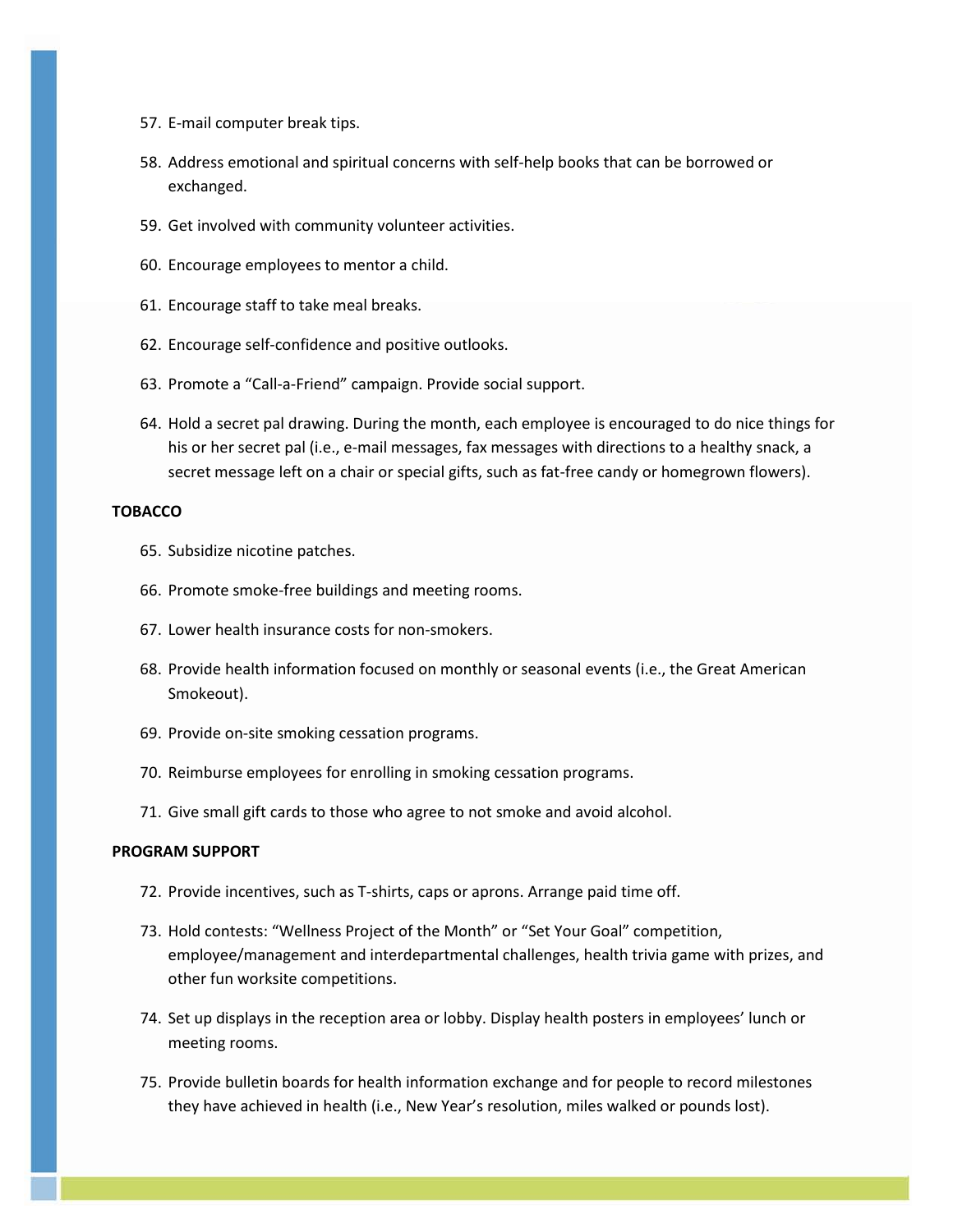57. E-mail computer break tips.
58. Address emotional and spiritual concerns with self-help books that can be borrowed or exchanged.
59. Get involved with community volunteer activities.
60. Encourage employees to mentor a child.
61. Encourage staff to take meal breaks.
62. Encourage self-confidence and positive outlooks.
63. Promote a "Call-a-Friend" campaign. Provide social support.
64. Hold a secret pal drawing. During the month, each employee is encouraged to do nice things for his or her secret pal (i.e., e-mail messages, fax messages with directions to a healthy snack, a secret message left on a chair or special gifts, such as fat-free candy or homegrown flowers).

**TOBACCO**

65. Subsidize nicotine patches.
66. Promote smoke-free buildings and meeting rooms.
67. Lower health insurance costs for non-smokers.
68. Provide health information focused on monthly or seasonal events (i.e., the Great American Smokeout).
69. Provide on-site smoking cessation programs.
70. Reimburse employees for enrolling in smoking cessation programs.
71. Give small gift cards to those who agree to not smoke and avoid alcohol.

**PROGRAM SUPPORT**

72. Provide incentives, such as T-shirts, caps or aprons. Arrange paid time off.
73. Hold contests: "Wellness Project of the Month" or "Set Your Goal" competition, employee/management and interdepartmental challenges, health trivia game with prizes, and other fun worksite competitions.
74. Set up displays in the reception area or lobby. Display health posters in employees' lunch or meeting rooms.
75. Provide bulletin boards for health information exchange and for people to record milestones they have achieved in health (i.e., New Year's resolution, miles walked or pounds lost).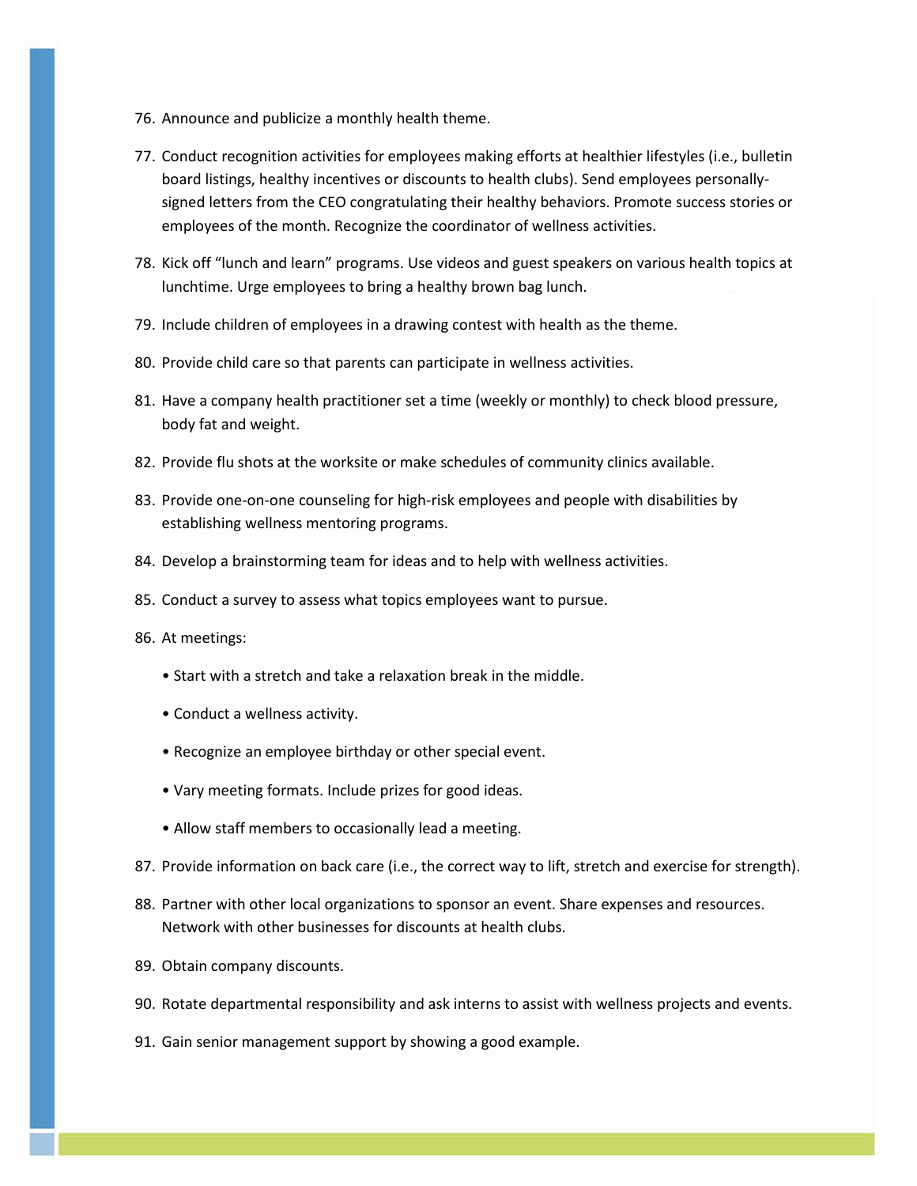76. Announce and publicize a monthly health theme.
77. Conduct recognition activities for employees making efforts at healthier lifestyles (i.e., bulletin board listings, healthy incentives or discounts to health clubs). Send employees personally-signed letters from the CEO congratulating their healthy behaviors. Promote success stories or employees of the month. Recognize the coordinator of wellness activities.
78. Kick off "lunch and learn" programs. Use videos and guest speakers on various health topics at lunchtime. Urge employees to bring a healthy brown bag lunch.
79. Include children of employees in a drawing contest with health as the theme.
80. Provide child care so that parents can participate in wellness activities.
81. Have a company health practitioner set a time (weekly or monthly) to check blood pressure, body fat and weight.
82. Provide flu shots at the worksite or make schedules of community clinics available.
83. Provide one-on-one counseling for high-risk employees and people with disabilities by establishing wellness mentoring programs.
84. Develop a brainstorming team for ideas and to help with wellness activities.
85. Conduct a survey to assess what topics employees want to pursue.
86. At meetings:
    - Start with a stretch and take a relaxation break in the middle.
    - Conduct a wellness activity.
    - Recognize an employee birthday or other special event.
    - Vary meeting formats. Include prizes for good ideas.
    - Allow staff members to occasionally lead a meeting.
87. Provide information on back care (i.e., the correct way to lift, stretch and exercise for strength).
88. Partner with other local organizations to sponsor an event. Share expenses and resources. Network with other businesses for discounts at health clubs.
89. Obtain company discounts.
90. Rotate departmental responsibility and ask interns to assist with wellness projects and events.
91. Gain senior management support by showing a good example.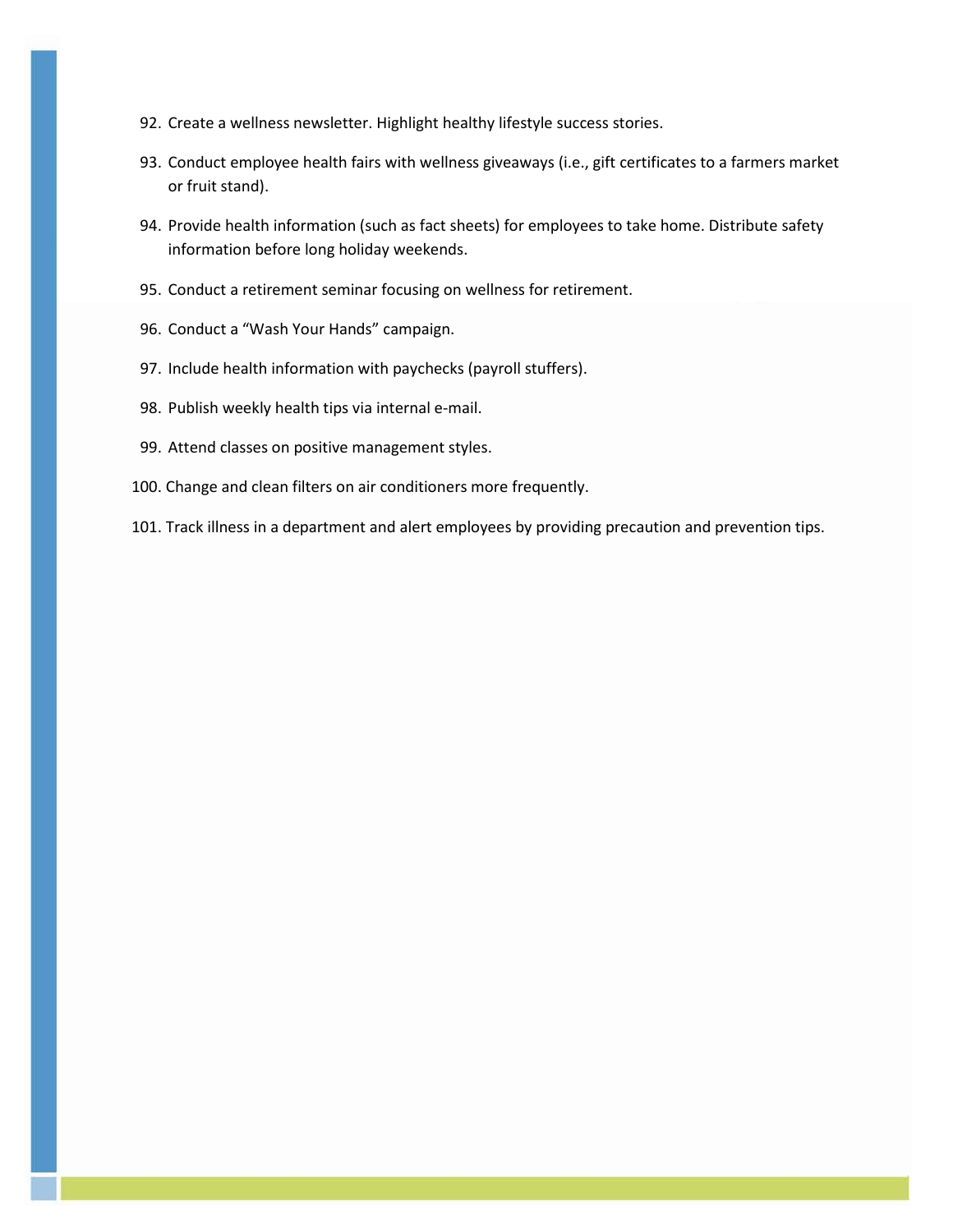92. Create a wellness newsletter. Highlight healthy lifestyle success stories.
93. Conduct employee health fairs with wellness giveaways (i.e., gift certificates to a farmers market or fruit stand).
94. Provide health information (such as fact sheets) for employees to take home. Distribute safety information before long holiday weekends.
95. Conduct a retirement seminar focusing on wellness for retirement.
96. Conduct a "Wash Your Hands" campaign.
97. Include health information with paychecks (payroll stuffers).
98. Publish weekly health tips via internal e-mail.
99. Attend classes on positive management styles.
100. Change and clean filters on air conditioners more frequently.
101. Track illness in a department and alert employees by providing precaution and prevention tips.